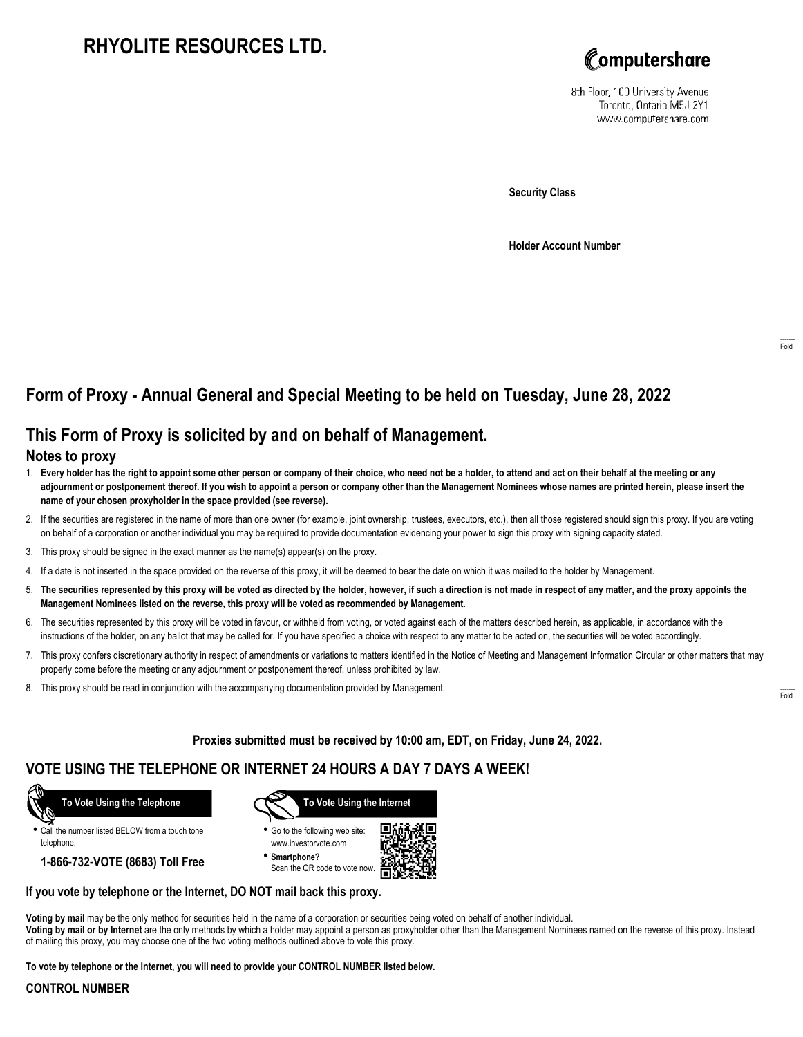# RHYOLITE RESOURCES LTD.

Computershare

8th Floor, 100 University Avenue
Toronto, Ontario M5J 2Y1
www.computershare.com

**Security Class**

**Holder Account Number**

Fold

## Form of Proxy - Annual General and Special Meeting to be held on Tuesday, June 28, 2022

## This Form of Proxy is solicited by and on behalf of Management.

### Notes to proxy

1. **Every holder has the right to appoint some other person or company of their choice, who need not be a holder, to attend and act on their behalf at the meeting or any adjournment or postponement thereof. If you wish to appoint a person or company other than the Management Nominees whose names are printed herein, please insert the name of your chosen proxyholder in the space provided (see reverse).**
2. If the securities are registered in the name of more than one owner (for example, joint ownership, trustees, executors, etc.), then all those registered should sign this proxy. If you are voting on behalf of a corporation or another individual you may be required to provide documentation evidencing your power to sign this proxy with signing capacity stated.
3. This proxy should be signed in the exact manner as the name(s) appear(s) on the proxy.
4. If a date is not inserted in the space provided on the reverse of this proxy, it will be deemed to bear the date on which it was mailed to the holder by Management.
5. **The securities represented by this proxy will be voted as directed by the holder, however, if such a direction is not made in respect of any matter, and the proxy appoints the Management Nominees listed on the reverse, this proxy will be voted as recommended by Management.**
6. The securities represented by this proxy will be voted in favour, or withheld from voting, or voted against each of the matters described herein, as applicable, in accordance with the instructions of the holder, on any ballot that may be called for. If you have specified a choice with respect to any matter to be acted on, the securities will be voted accordingly.
7. This proxy confers discretionary authority in respect of amendments or variations to matters identified in the Notice of Meeting and Management Information Circular or other matters that may properly come before the meeting or any adjournment or postponement thereof, unless prohibited by law.
8. This proxy should be read in conjunction with the accompanying documentation provided by Management.

Fold

**Proxies submitted must be received by 10:00 am, EDT, on Friday, June 24, 2022.**

## VOTE USING THE TELEPHONE OR INTERNET 24 HOURS A DAY 7 DAYS A WEEK!

**To Vote Using the Telephone**

- Call the number listed BELOW from a touch tone telephone.

**1-866-732-VOTE (8683) Toll Free**

**To Vote Using the Internet**

- Go to the following web site: www.investorvote.com
- **Smartphone?** Scan the QR code to vote now.

**If you vote by telephone or the Internet, DO NOT mail back this proxy.**

**Voting by mail** may be the only method for securities held in the name of a corporation or securities being voted on behalf of another individual.
**Voting by mail or by Internet** are the only methods by which a holder may appoint a person as proxyholder other than the Management Nominees named on the reverse of this proxy. Instead of mailing this proxy, you may choose one of the two voting methods outlined above to vote this proxy.

**To vote by telephone or the Internet, you will need to provide your CONTROL NUMBER listed below.**

**CONTROL NUMBER**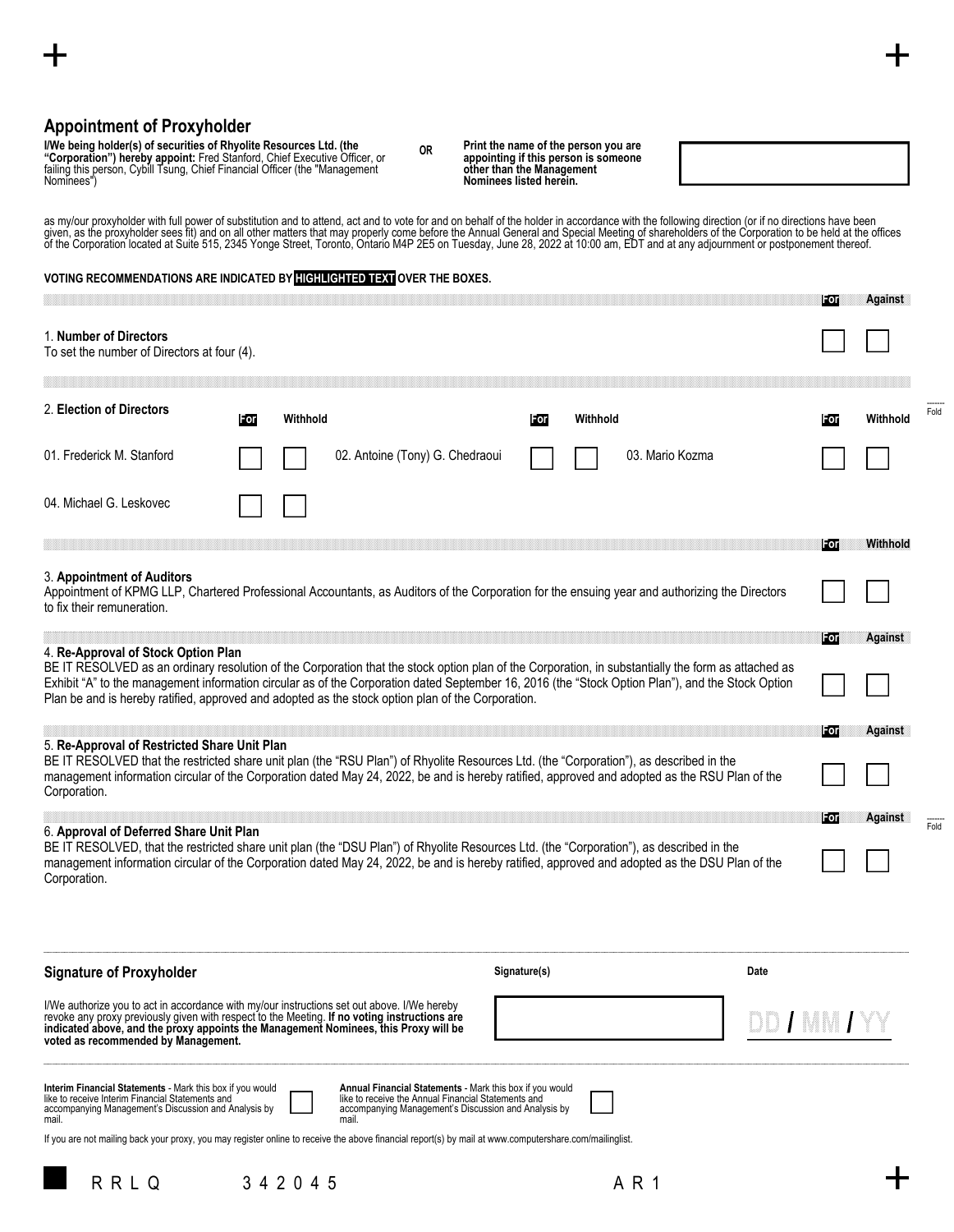## Appointment of Proxyholder

**I/We being holder(s) of securities of Rhyolite Resources Ltd. (the "Corporation") hereby appoint:** Fred Stanford, Chief Executive Officer, or failing this person, Cybill Tsung, Chief Financial Officer (the "Management Nominees")

**OR**

**Print the name of the person you are appointing if this person is someone other than the Management Nominees listed herein.**

as my/our proxyholder with full power of substitution and to attend, act and to vote for and on behalf of the holder in accordance with the following direction (or if no directions have been given, as the proxyholder sees fit) and on all other matters that may properly come before the Annual General and Special Meeting of shareholders of the Corporation to be held at the offices of the Corporation located at Suite 515, 2345 Yonge Street, Toronto, Ontario M4P 2E5 on Tuesday, June 28, 2022 at 10:00 am, EDT and at any adjournment or postponement thereof.

**VOTING RECOMMENDATIONS ARE INDICATED BY HIGHLIGHTED TEXT OVER THE BOXES.**

| | For | Against |
|---|---|---|
| 1. **Number of Directors**<br>To set the number of Directors at four (4). | ☐ | ☐ |

2. **Election of Directors**

| | For | Withhold | | For | Withhold | | For | Withhold |
|---|---|---|---|---|---|---|---|---|
| 01. Frederick M. Stanford | ☐ | ☐ | 02. Antoine (Tony) G. Chedraoui | ☐ | ☐ | 03. Mario Kozma | ☐ | ☐ |
| 04. Michael G. Leskovec | ☐ | ☐ | | | | | | |

| | For | Withhold |
|---|---|---|
| 3. **Appointment of Auditors**<br>Appointment of KPMG LLP, Chartered Professional Accountants, as Auditors of the Corporation for the ensuing year and authorizing the Directors to fix their remuneration. | ☐ | ☐ |

| | For | Against |
|---|---|---|
| 4. **Re-Approval of Stock Option Plan**<br>BE IT RESOLVED as an ordinary resolution of the Corporation that the stock option plan of the Corporation, in substantially the form as attached as Exhibit "A" to the management information circular as of the Corporation dated September 16, 2016 (the "Stock Option Plan"), and the Stock Option Plan be and is hereby ratified, approved and adopted as the stock option plan of the Corporation. | ☐ | ☐ |
| 5. **Re-Approval of Restricted Share Unit Plan**<br>BE IT RESOLVED that the restricted share unit plan (the "RSU Plan") of Rhyolite Resources Ltd. (the "Corporation"), as described in the management information circular of the Corporation dated May 24, 2022, be and is hereby ratified, approved and adopted as the RSU Plan of the Corporation. | ☐ | ☐ |
| 6. **Approval of Deferred Share Unit Plan**<br>BE IT RESOLVED, that the restricted share unit plan (the "DSU Plan") of Rhyolite Resources Ltd. (the "Corporation"), as described in the management information circular of the Corporation dated May 24, 2022, be and is hereby ratified, approved and adopted as the DSU Plan of the Corporation. | ☐ | ☐ |

### Signature of Proxyholder

I/We authorize you to act in accordance with my/our instructions set out above. I/We hereby revoke any proxy previously given with respect to the Meeting. **If no voting instructions are indicated above, and the proxy appoints the Management Nominees, this Proxy will be voted as recommended by Management.**

**Signature(s)**

**Date**

DD / MM / YY

**Interim Financial Statements** - Mark this box if you would like to receive Interim Financial Statements and accompanying Management's Discussion and Analysis by mail. ☐

**Annual Financial Statements** - Mark this box if you would like to receive the Annual Financial Statements and accompanying Management's Discussion and Analysis by mail. ☐

If you are not mailing back your proxy, you may register online to receive the above financial report(s) by mail at www.computershare.com/mailinglist.

R R L Q 3 4 2 0 4 5 A R 1